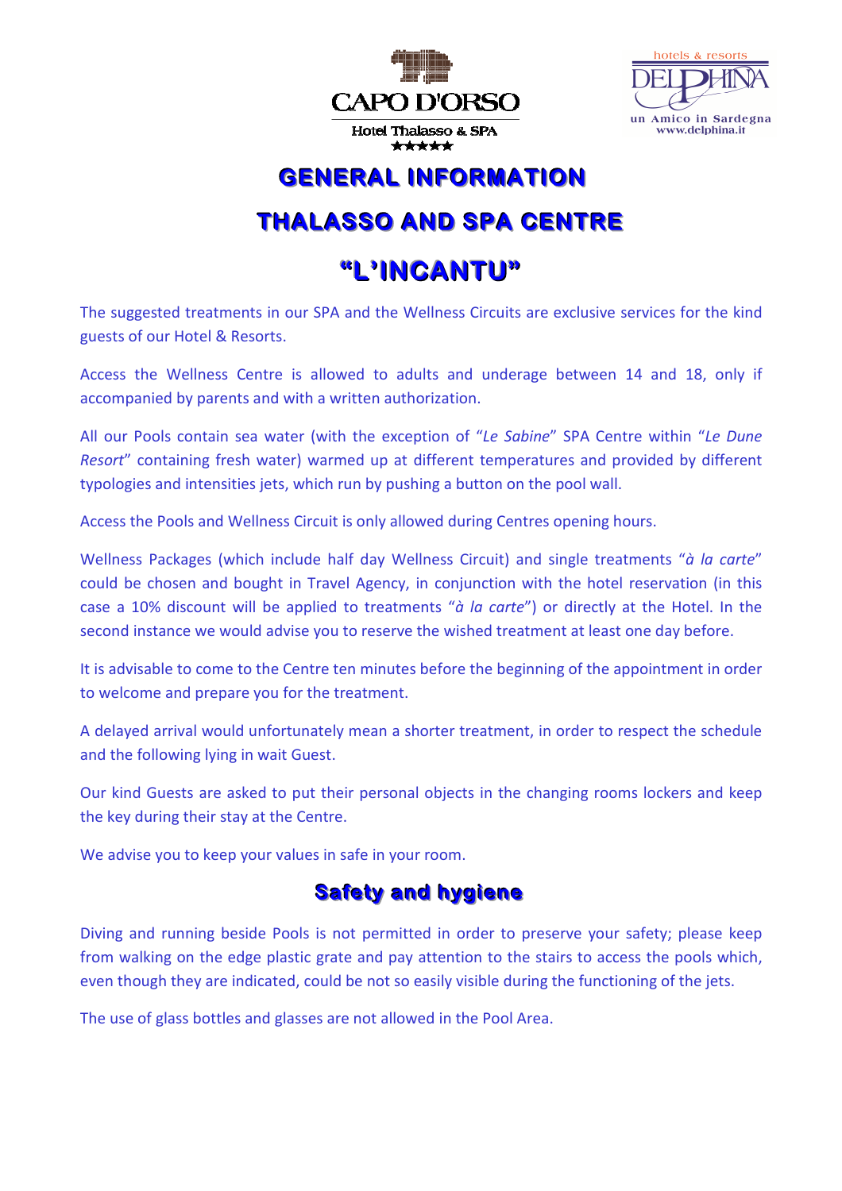CAPO D'ORSO

Hotel Thalasso & SPA

★★★★★

hotels & resorts

DELPHINA

un Amico in Sardegna

www.delphina.it

# GENERAL INFORMATION

# THALASSO AND SPA CENTRE

# "L'INCANTU"

The suggested treatments in our SPA and the Wellness Circuits are exclusive services for the kind guests of our Hotel & Resorts.

Access the Wellness Centre is allowed to adults and underage between 14 and 18, only if accompanied by parents and with a written authorization.

All our Pools contain sea water (with the exception of "*Le Sabine*" SPA Centre within "*Le Dune Resort*" containing fresh water) warmed up at different temperatures and provided by different typologies and intensities jets, which run by pushing a button on the pool wall.

Access the Pools and Wellness Circuit is only allowed during Centres opening hours.

Wellness Packages (which include half day Wellness Circuit) and single treatments "*à la carte*" could be chosen and bought in Travel Agency, in conjunction with the hotel reservation (in this case a 10% discount will be applied to treatments "*à la carte*") or directly at the Hotel. In the second instance we would advise you to reserve the wished treatment at least one day before.

It is advisable to come to the Centre ten minutes before the beginning of the appointment in order to welcome and prepare you for the treatment.

A delayed arrival would unfortunately mean a shorter treatment, in order to respect the schedule and the following lying in wait Guest.

Our kind Guests are asked to put their personal objects in the changing rooms lockers and keep the key during their stay at the Centre.

We advise you to keep your values in safe in your room.

## Safety and hygiene

Diving and running beside Pools is not permitted in order to preserve your safety; please keep from walking on the edge plastic grate and pay attention to the stairs to access the pools which, even though they are indicated, could be not so easily visible during the functioning of the jets.

The use of glass bottles and glasses are not allowed in the Pool Area.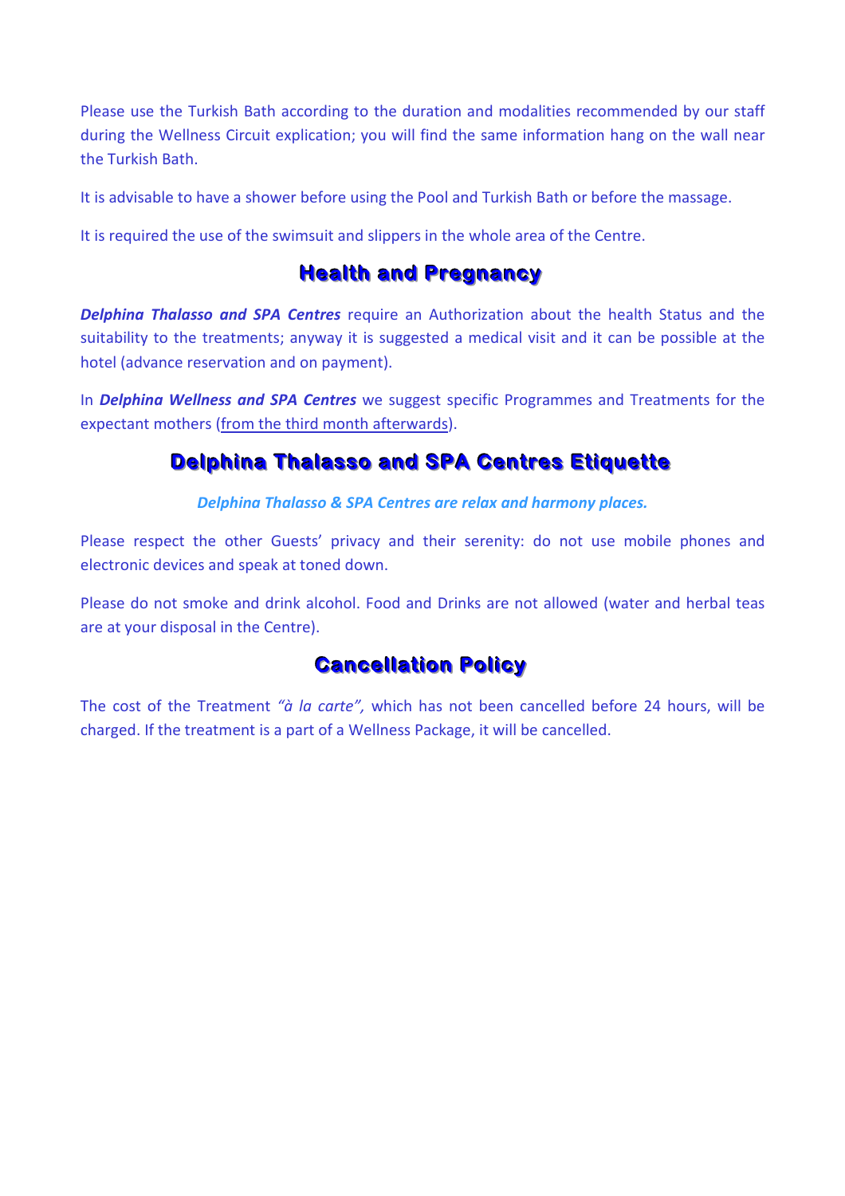Please use the Turkish Bath according to the duration and modalities recommended by our staff during the Wellness Circuit explication; you will find the same information hang on the wall near the Turkish Bath.

It is advisable to have a shower before using the Pool and Turkish Bath or before the massage.

It is required the use of the swimsuit and slippers in the whole area of the Centre.

## Health and Pregnancy

***Delphina Thalasso and SPA Centres*** require an Authorization about the health Status and the suitability to the treatments; anyway it is suggested a medical visit and it can be possible at the hotel (advance reservation and on payment).

In ***Delphina Wellness and SPA Centres*** we suggest specific Programmes and Treatments for the expectant mothers (from the third month afterwards).

## Delphina Thalasso and SPA Centres Etiquette

*Delphina Thalasso & SPA Centres are relax and harmony places.*

Please respect the other Guests' privacy and their serenity: do not use mobile phones and electronic devices and speak at toned down.

Please do not smoke and drink alcohol. Food and Drinks are not allowed (water and herbal teas are at your disposal in the Centre).

## Cancellation Policy

The cost of the Treatment *"à la carte",* which has not been cancelled before 24 hours, will be charged. If the treatment is a part of a Wellness Package, it will be cancelled.